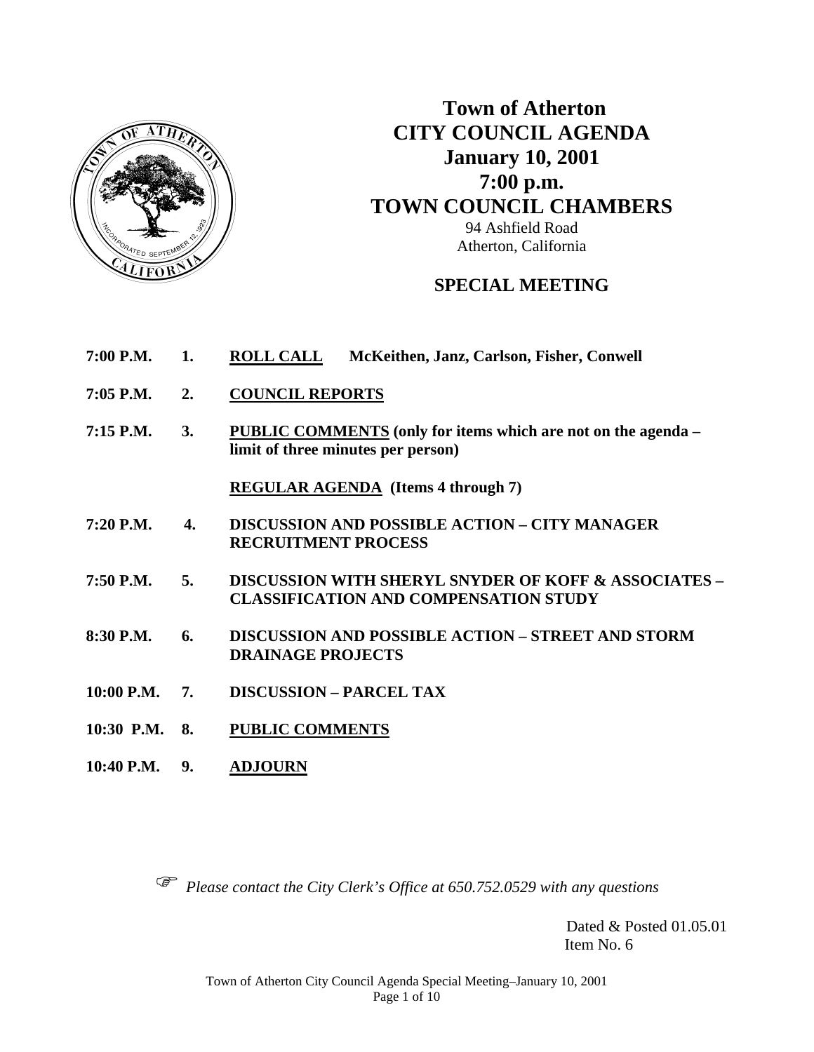# Town of Atherton
# CITY COUNCIL AGENDA
# January 10, 2001
# 7:00 p.m.
# TOWN COUNCIL CHAMBERS

94 Ashfield Road
Atherton, California

## SPECIAL MEETING

**7:00 P.M.** **1.** **ROLL CALL** **McKeithen, Janz, Carlson, Fisher, Conwell**

**7:05 P.M.** **2.** **COUNCIL REPORTS**

**7:15 P.M.** **3.** **PUBLIC COMMENTS (only for items which are not on the agenda – limit of three minutes per person)**

**REGULAR AGENDA (Items 4 through 7)**

**7:20 P.M.** **4.** **DISCUSSION AND POSSIBLE ACTION – CITY MANAGER RECRUITMENT PROCESS**

**7:50 P.M.** **5.** **DISCUSSION WITH SHERYL SNYDER OF KOFF & ASSOCIATES – CLASSIFICATION AND COMPENSATION STUDY**

**8:30 P.M.** **6.** **DISCUSSION AND POSSIBLE ACTION – STREET AND STORM DRAINAGE PROJECTS**

**10:00 P.M.** **7.** **DISCUSSION – PARCEL TAX**

**10:30 P.M.** **8.** **PUBLIC COMMENTS**

**10:40 P.M.** **9.** **ADJOURN**

☞ *Please contact the City Clerk's Office at 650.752.0529 with any questions*

Dated & Posted 01.05.01
Item No. 6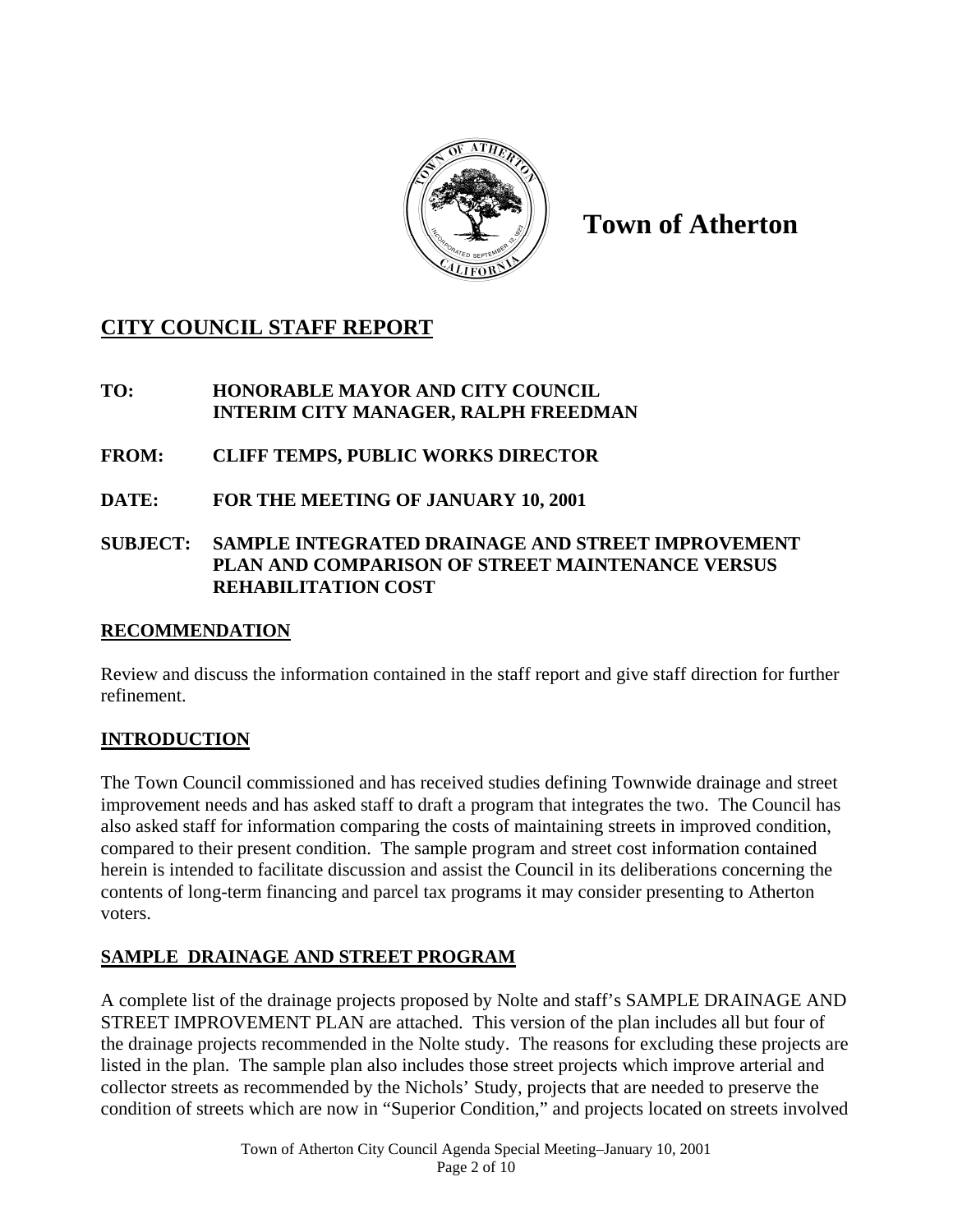# Town of Atherton

## CITY COUNCIL STAFF REPORT

**TO: HONORABLE MAYOR AND CITY COUNCIL**
**INTERIM CITY MANAGER, RALPH FREEDMAN**

**FROM: CLIFF TEMPS, PUBLIC WORKS DIRECTOR**

**DATE: FOR THE MEETING OF JANUARY 10, 2001**

**SUBJECT: SAMPLE INTEGRATED DRAINAGE AND STREET IMPROVEMENT PLAN AND COMPARISON OF STREET MAINTENANCE VERSUS REHABILITATION COST**

### RECOMMENDATION

Review and discuss the information contained in the staff report and give staff direction for further refinement.

### INTRODUCTION

The Town Council commissioned and has received studies defining Townwide drainage and street improvement needs and has asked staff to draft a program that integrates the two. The Council has also asked staff for information comparing the costs of maintaining streets in improved condition, compared to their present condition. The sample program and street cost information contained herein is intended to facilitate discussion and assist the Council in its deliberations concerning the contents of long-term financing and parcel tax programs it may consider presenting to Atherton voters.

### SAMPLE DRAINAGE AND STREET PROGRAM

A complete list of the drainage projects proposed by Nolte and staff's SAMPLE DRAINAGE AND STREET IMPROVEMENT PLAN are attached. This version of the plan includes all but four of the drainage projects recommended in the Nolte study. The reasons for excluding these projects are listed in the plan. The sample plan also includes those street projects which improve arterial and collector streets as recommended by the Nichols' Study, projects that are needed to preserve the condition of streets which are now in "Superior Condition," and projects located on streets involved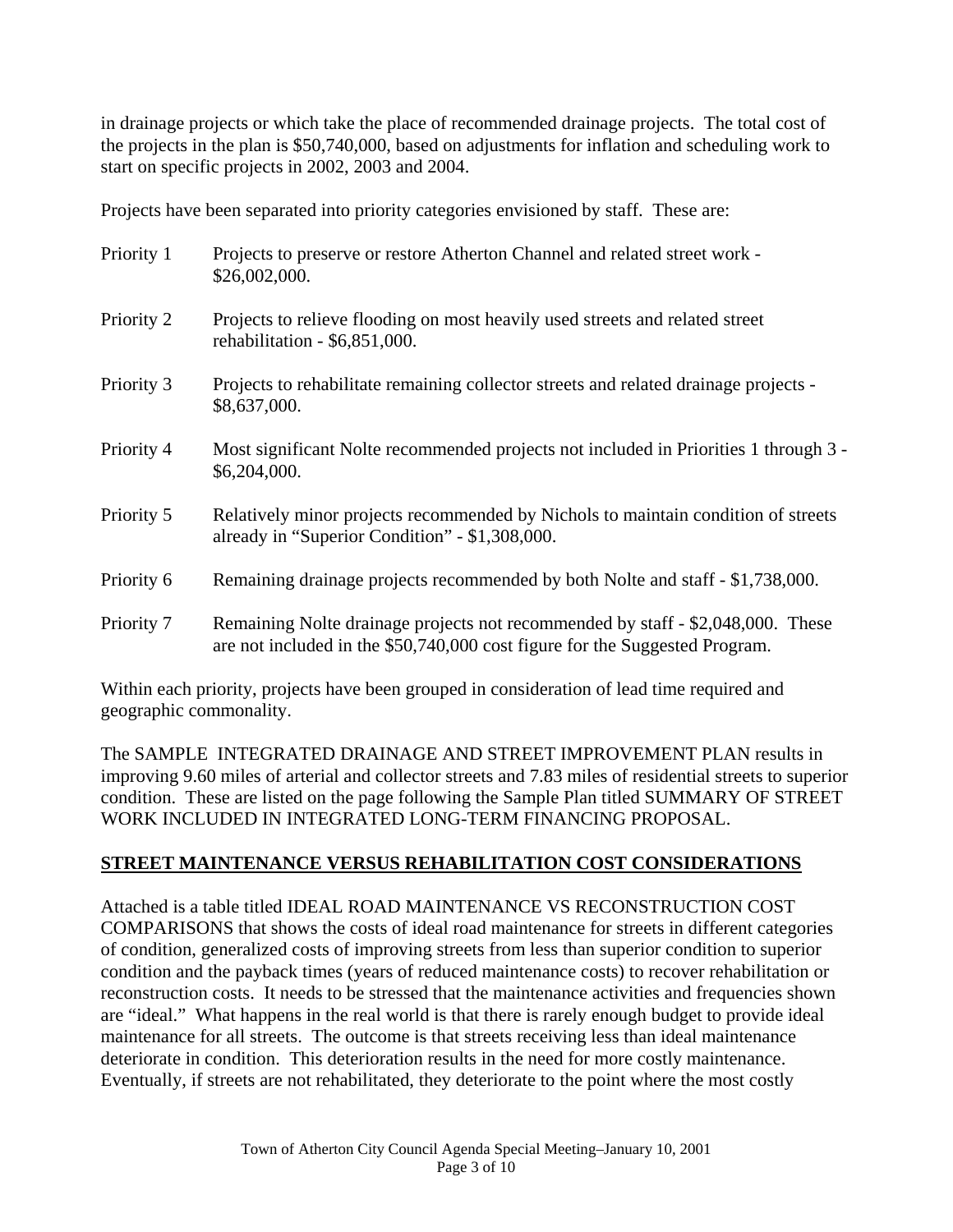in drainage projects or which take the place of recommended drainage projects. The total cost of the projects in the plan is $50,740,000, based on adjustments for inflation and scheduling work to start on specific projects in 2002, 2003 and 2004.

Projects have been separated into priority categories envisioned by staff. These are:

| | |
|---|---|
| Priority 1 | Projects to preserve or restore Atherton Channel and related street work - $26,002,000. |
| Priority 2 | Projects to relieve flooding on most heavily used streets and related street rehabilitation - $6,851,000. |
| Priority 3 | Projects to rehabilitate remaining collector streets and related drainage projects - $8,637,000. |
| Priority 4 | Most significant Nolte recommended projects not included in Priorities 1 through 3 - $6,204,000. |
| Priority 5 | Relatively minor projects recommended by Nichols to maintain condition of streets already in "Superior Condition" - $1,308,000. |
| Priority 6 | Remaining drainage projects recommended by both Nolte and staff - $1,738,000. |
| Priority 7 | Remaining Nolte drainage projects not recommended by staff - $2,048,000. These are not included in the $50,740,000 cost figure for the Suggested Program. |

Within each priority, projects have been grouped in consideration of lead time required and geographic commonality.

The SAMPLE INTEGRATED DRAINAGE AND STREET IMPROVEMENT PLAN results in improving 9.60 miles of arterial and collector streets and 7.83 miles of residential streets to superior condition. These are listed on the page following the Sample Plan titled SUMMARY OF STREET WORK INCLUDED IN INTEGRATED LONG-TERM FINANCING PROPOSAL.

**STREET MAINTENANCE VERSUS REHABILITATION COST CONSIDERATIONS**

Attached is a table titled IDEAL ROAD MAINTENANCE VS RECONSTRUCTION COST COMPARISONS that shows the costs of ideal road maintenance for streets in different categories of condition, generalized costs of improving streets from less than superior condition to superior condition and the payback times (years of reduced maintenance costs) to recover rehabilitation or reconstruction costs. It needs to be stressed that the maintenance activities and frequencies shown are "ideal." What happens in the real world is that there is rarely enough budget to provide ideal maintenance for all streets. The outcome is that streets receiving less than ideal maintenance deteriorate in condition. This deterioration results in the need for more costly maintenance. Eventually, if streets are not rehabilitated, they deteriorate to the point where the most costly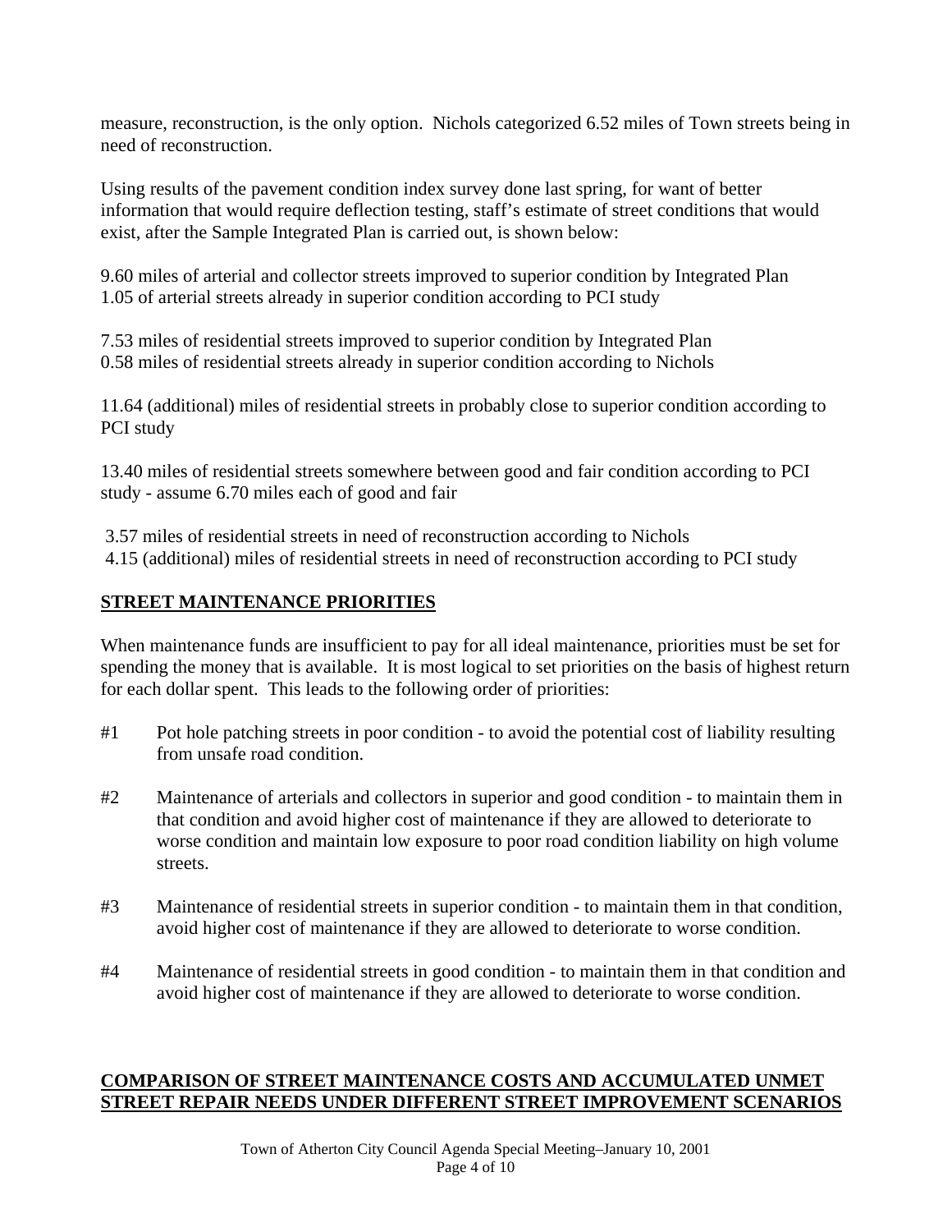measure, reconstruction, is the only option. Nichols categorized 6.52 miles of Town streets being in need of reconstruction.

Using results of the pavement condition index survey done last spring, for want of better information that would require deflection testing, staff's estimate of street conditions that would exist, after the Sample Integrated Plan is carried out, is shown below:

9.60 miles of arterial and collector streets improved to superior condition by Integrated Plan
1.05 of arterial streets already in superior condition according to PCI study

7.53 miles of residential streets improved to superior condition by Integrated Plan
0.58 miles of residential streets already in superior condition according to Nichols

11.64 (additional) miles of residential streets in probably close to superior condition according to PCI study

13.40 miles of residential streets somewhere between good and fair condition according to PCI study - assume 6.70 miles each of good and fair

3.57 miles of residential streets in need of reconstruction according to Nichols
4.15 (additional) miles of residential streets in need of reconstruction according to PCI study

## STREET MAINTENANCE PRIORITIES

When maintenance funds are insufficient to pay for all ideal maintenance, priorities must be set for spending the money that is available. It is most logical to set priorities on the basis of highest return for each dollar spent. This leads to the following order of priorities:

#1 Pot hole patching streets in poor condition - to avoid the potential cost of liability resulting from unsafe road condition.

#2 Maintenance of arterials and collectors in superior and good condition - to maintain them in that condition and avoid higher cost of maintenance if they are allowed to deteriorate to worse condition and maintain low exposure to poor road condition liability on high volume streets.

#3 Maintenance of residential streets in superior condition - to maintain them in that condition, avoid higher cost of maintenance if they are allowed to deteriorate to worse condition.

#4 Maintenance of residential streets in good condition - to maintain them in that condition and avoid higher cost of maintenance if they are allowed to deteriorate to worse condition.

## COMPARISON OF STREET MAINTENANCE COSTS AND ACCUMULATED UNMET STREET REPAIR NEEDS UNDER DIFFERENT STREET IMPROVEMENT SCENARIOS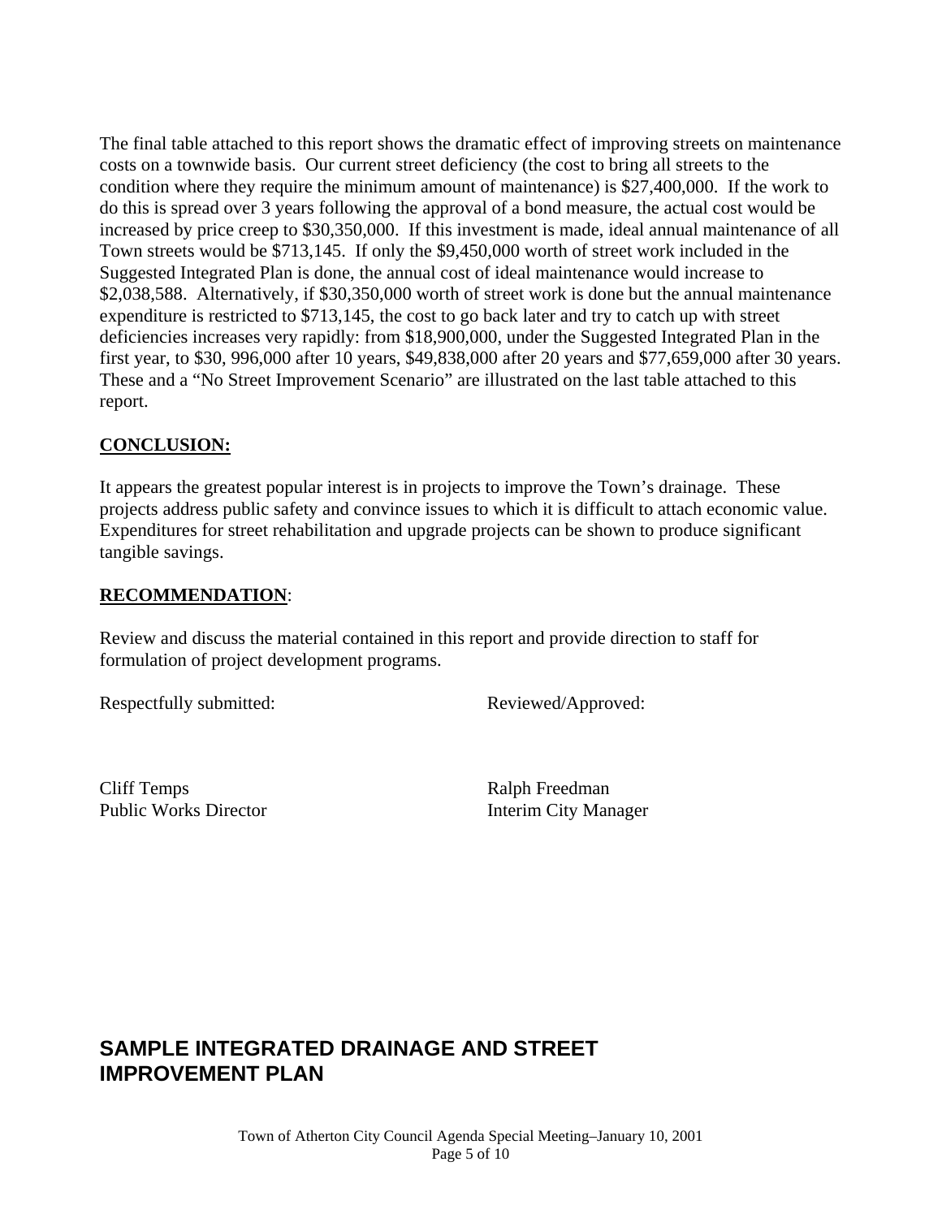The final table attached to this report shows the dramatic effect of improving streets on maintenance costs on a townwide basis. Our current street deficiency (the cost to bring all streets to the condition where they require the minimum amount of maintenance) is $27,400,000. If the work to do this is spread over 3 years following the approval of a bond measure, the actual cost would be increased by price creep to $30,350,000. If this investment is made, ideal annual maintenance of all Town streets would be $713,145. If only the $9,450,000 worth of street work included in the Suggested Integrated Plan is done, the annual cost of ideal maintenance would increase to $2,038,588. Alternatively, if $30,350,000 worth of street work is done but the annual maintenance expenditure is restricted to $713,145, the cost to go back later and try to catch up with street deficiencies increases very rapidly: from $18,900,000, under the Suggested Integrated Plan in the first year, to $30, 996,000 after 10 years, $49,838,000 after 20 years and $77,659,000 after 30 years. These and a "No Street Improvement Scenario" are illustrated on the last table attached to this report.

**CONCLUSION:**

It appears the greatest popular interest is in projects to improve the Town's drainage. These projects address public safety and convince issues to which it is difficult to attach economic value. Expenditures for street rehabilitation and upgrade projects can be shown to produce significant tangible savings.

**RECOMMENDATION**:

Review and discuss the material contained in this report and provide direction to staff for formulation of project development programs.

Respectfully submitted: Reviewed/Approved:

Cliff Temps
Public Works Director

Ralph Freedman
Interim City Manager

## SAMPLE INTEGRATED DRAINAGE AND STREET IMPROVEMENT PLAN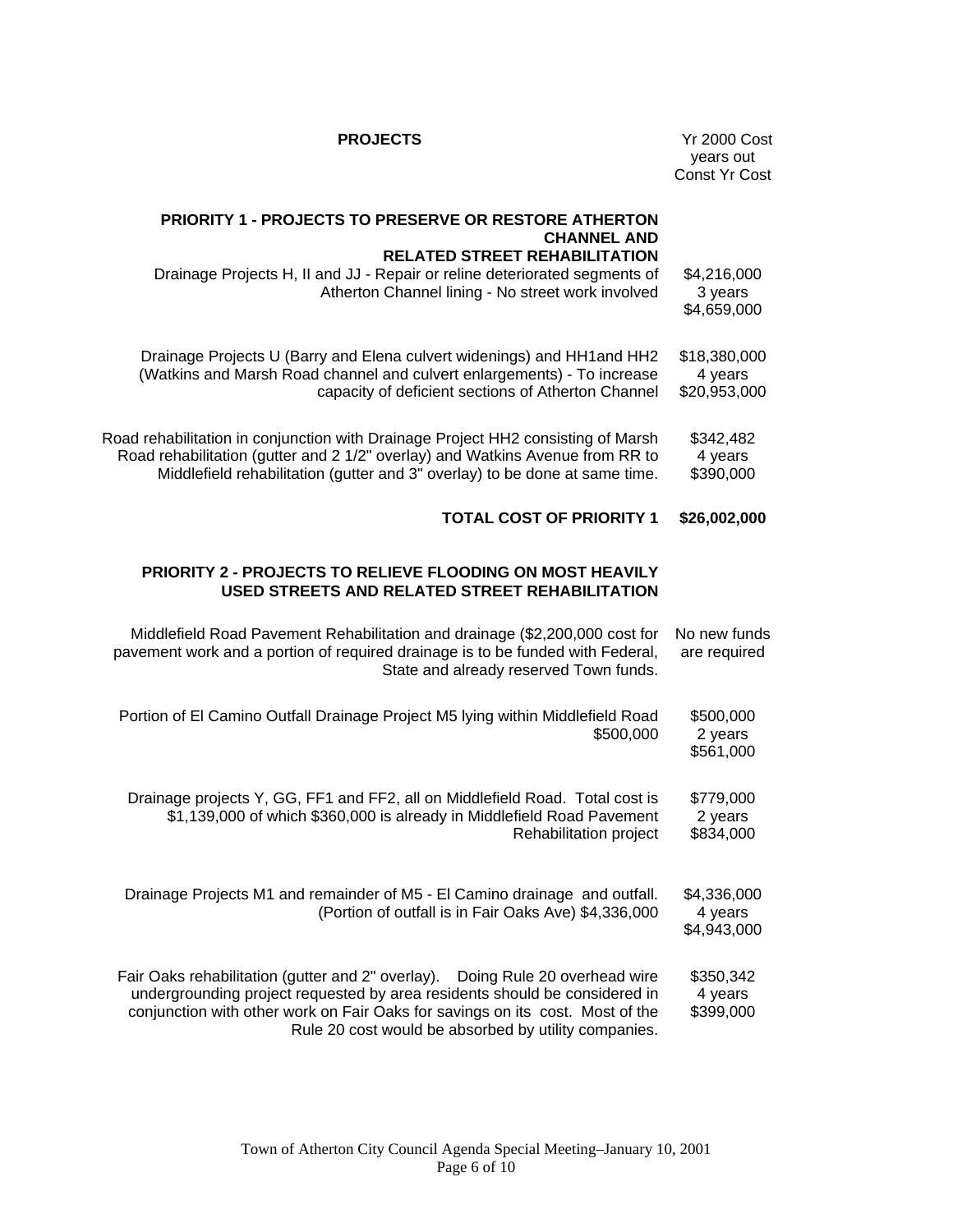| PROJECTS | Yr 2000 Cost<br>years out<br>Const Yr Cost |
|---|---|
| **PRIORITY 1 - PROJECTS TO PRESERVE OR RESTORE ATHERTON CHANNEL AND RELATED STREET REHABILITATION** | |
| Drainage Projects H, II and JJ - Repair or reline deteriorated segments of Atherton Channel lining - No street work involved | $4,216,000<br>3 years<br>$4,659,000 |
| Drainage Projects U (Barry and Elena culvert widenings) and HH1and HH2 (Watkins and Marsh Road channel and culvert enlargements) - To increase capacity of deficient sections of Atherton Channel | $18,380,000<br>4 years<br>$20,953,000 |
| Road rehabilitation in conjunction with Drainage Project HH2 consisting of Marsh Road rehabilitation (gutter and 2 1/2" overlay) and Watkins Avenue from RR to Middlefield rehabilitation (gutter and 3" overlay) to be done at same time. | $342,482<br>4 years<br>$390,000 |
| **TOTAL COST OF PRIORITY 1** | **$26,002,000** |
| **PRIORITY 2 - PROJECTS TO RELIEVE FLOODING ON MOST HEAVILY USED STREETS AND RELATED STREET REHABILITATION** | |
| Middlefield Road Pavement Rehabilitation and drainage ($2,200,000 cost for pavement work and a portion of required drainage is to be funded with Federal, State and already reserved Town funds. | No new funds are required |
| Portion of El Camino Outfall Drainage Project M5 lying within Middlefield Road $500,000 | $500,000<br>2 years<br>$561,000 |
| Drainage projects Y, GG, FF1 and FF2, all on Middlefield Road. Total cost is $1,139,000 of which $360,000 is already in Middlefield Road Pavement Rehabilitation project | $779,000<br>2 years<br>$834,000 |
| Drainage Projects M1 and remainder of M5 - El Camino drainage and outfall. (Portion of outfall is in Fair Oaks Ave) $4,336,000 | $4,336,000<br>4 years<br>$4,943,000 |
| Fair Oaks rehabilitation (gutter and 2" overlay). Doing Rule 20 overhead wire undergrounding project requested by area residents should be considered in conjunction with other work on Fair Oaks for savings on its cost. Most of the Rule 20 cost would be absorbed by utility companies. | $350,342<br>4 years<br>$399,000 |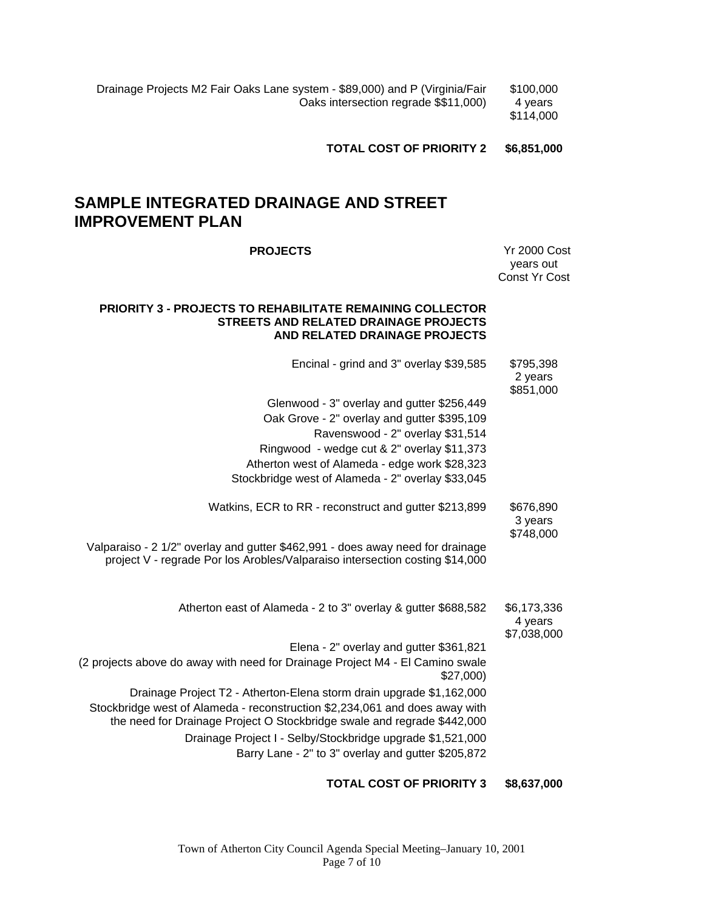| | |
|---|---|
| Drainage Projects M2 Fair Oaks Lane system - $89,000) and P (Virginia/Fair Oaks intersection regrade $$11,000) | $100,000<br>4 years<br>$114,000 |
| **TOTAL COST OF PRIORITY 2** | **$6,851,000** |

# SAMPLE INTEGRATED DRAINAGE AND STREET IMPROVEMENT PLAN

| **PROJECTS** | Yr 2000 Cost<br>years out<br>Const Yr Cost |
|---|---|
| **PRIORITY 3 - PROJECTS TO REHABILITATE REMAINING COLLECTOR STREETS AND RELATED DRAINAGE PROJECTS AND RELATED DRAINAGE PROJECTS** | |
| Encinal - grind and 3" overlay $39,585 | $795,398<br>2 years<br>$851,000 |
| Glenwood - 3" overlay and gutter $256,449 | |
| Oak Grove - 2" overlay and gutter $395,109 | |
| Ravenswood - 2" overlay $31,514 | |
| Ringwood - wedge cut & 2" overlay $11,373 | |
| Atherton west of Alameda - edge work $28,323 | |
| Stockbridge west of Alameda - 2" overlay $33,045 | |
| Watkins, ECR to RR - reconstruct and gutter $213,899 | $676,890<br>3 years<br>$748,000 |
| Valparaiso - 2 1/2" overlay and gutter $462,991 - does away need for drainage project V - regrade Por los Arobles/Valparaiso intersection costing $14,000 | |
| Atherton east of Alameda - 2 to 3" overlay & gutter $688,582 | $6,173,336<br>4 years<br>$7,038,000 |
| Elena - 2" overlay and gutter $361,821 | |
| (2 projects above do away with need for Drainage Project M4 - El Camino swale $27,000) | |
| Drainage Project T2 - Atherton-Elena storm drain upgrade $1,162,000 | |
| Stockbridge west of Alameda - reconstruction $2,234,061 and does away with the need for Drainage Project O Stockbridge swale and regrade $442,000 | |
| Drainage Project I - Selby/Stockbridge upgrade $1,521,000 | |
| Barry Lane - 2" to 3" overlay and gutter $205,872 | |
| **TOTAL COST OF PRIORITY 3** | **$8,637,000** |

Town of Atherton City Council Agenda Special Meeting–January 10, 2001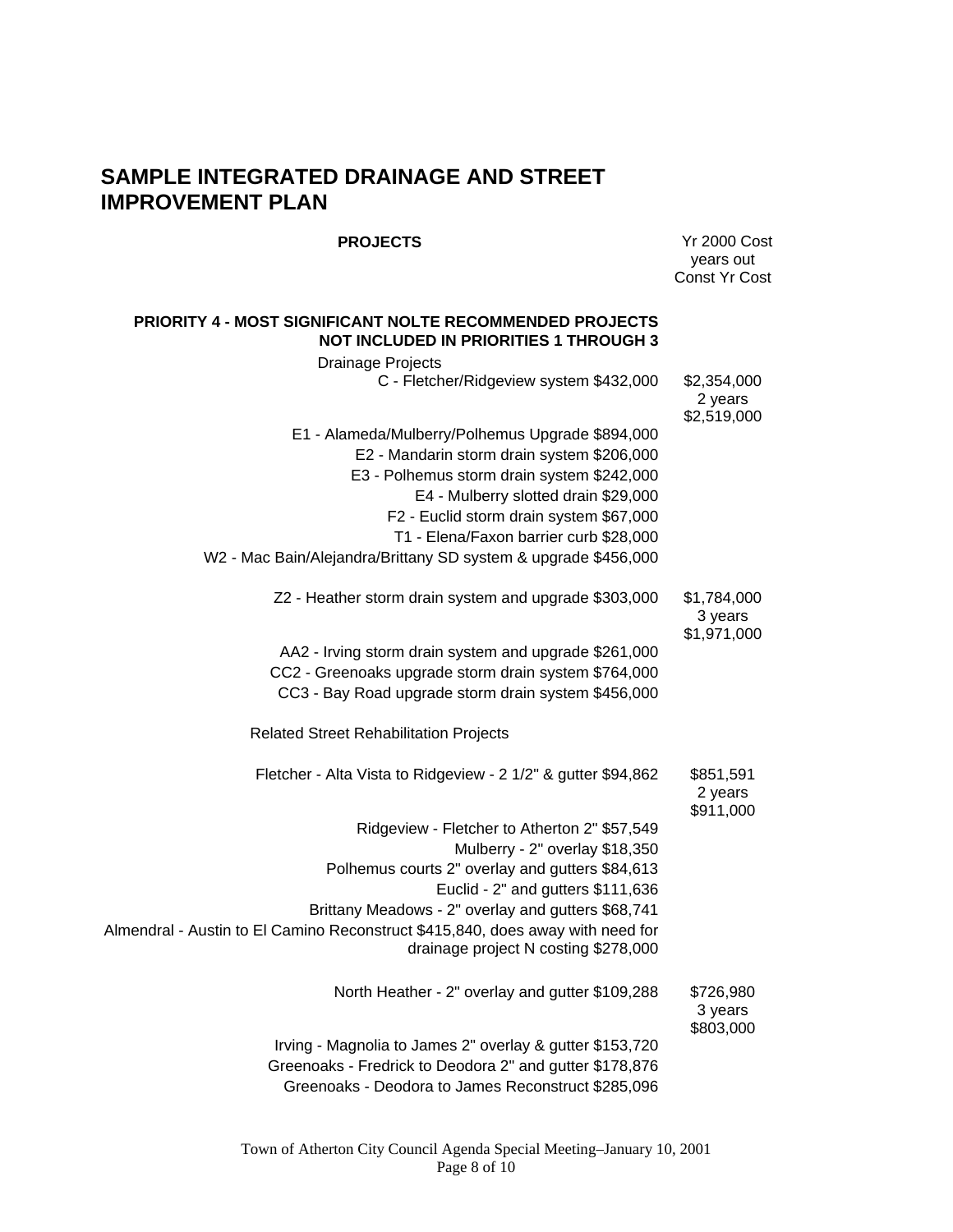# SAMPLE INTEGRATED DRAINAGE AND STREET IMPROVEMENT PLAN

| PROJECTS | Yr 2000 Cost<br>years out<br>Const Yr Cost |
|---|---|
| **PRIORITY 4 - MOST SIGNIFICANT NOLTE RECOMMENDED PROJECTS NOT INCLUDED IN PRIORITIES 1 THROUGH 3** | |
| Drainage Projects | |
| C - Fletcher/Ridgeview system $432,000 | $2,354,000<br>2 years<br>$2,519,000 |
| E1 - Alameda/Mulberry/Polhemus Upgrade $894,000 | |
| E2 - Mandarin storm drain system $206,000 | |
| E3 - Polhemus storm drain system $242,000 | |
| E4 - Mulberry slotted drain $29,000 | |
| F2 - Euclid storm drain system $67,000 | |
| T1 - Elena/Faxon barrier curb $28,000 | |
| W2 - Mac Bain/Alejandra/Brittany SD system & upgrade $456,000 | |
| Z2 - Heather storm drain system and upgrade $303,000 | $1,784,000<br>3 years<br>$1,971,000 |
| AA2 - Irving storm drain system and upgrade $261,000 | |
| CC2 - Greenoaks upgrade storm drain system $764,000 | |
| CC3 - Bay Road upgrade storm drain system $456,000 | |
| Related Street Rehabilitation Projects | |
| Fletcher - Alta Vista to Ridgeview - 2 1/2" & gutter $94,862 | $851,591<br>2 years<br>$911,000 |
| Ridgeview - Fletcher to Atherton 2" $57,549 | |
| Mulberry - 2" overlay $18,350 | |
| Polhemus courts 2" overlay and gutters $84,613 | |
| Euclid - 2" and gutters $111,636 | |
| Brittany Meadows - 2" overlay and gutters $68,741 | |
| Almendral - Austin to El Camino Reconstruct $415,840, does away with need for drainage project N costing $278,000 | |
| North Heather - 2" overlay and gutter $109,288 | $726,980<br>3 years<br>$803,000 |
| Irving - Magnolia to James 2" overlay & gutter $153,720 | |
| Greenoaks - Fredrick to Deodora 2" and gutter $178,876 | |
| Greenoaks - Deodora to James Reconstruct $285,096 | |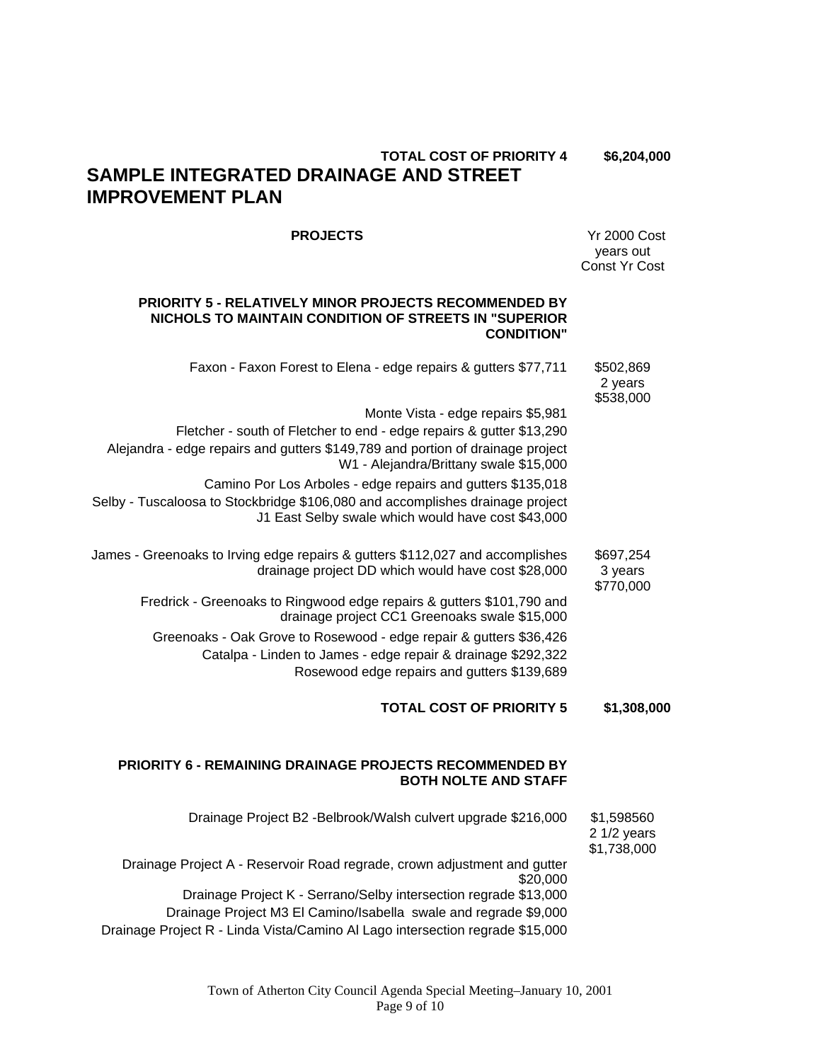**TOTAL COST OF PRIORITY 4 $6,204,000**

# SAMPLE INTEGRATED DRAINAGE AND STREET IMPROVEMENT PLAN

| PROJECTS | Yr 2000 Cost<br>years out<br>Const Yr Cost |
|---|---|
| **PRIORITY 5 - RELATIVELY MINOR PROJECTS RECOMMENDED BY NICHOLS TO MAINTAIN CONDITION OF STREETS IN "SUPERIOR CONDITION"** | |
| Faxon - Faxon Forest to Elena - edge repairs & gutters $77,711 | $502,869<br>2 years<br>$538,000 |
| Monte Vista - edge repairs $5,981 | |
| Fletcher - south of Fletcher to end - edge repairs & gutter $13,290 | |
| Alejandra - edge repairs and gutters $149,789 and portion of drainage project W1 - Alejandra/Brittany swale $15,000 | |
| Camino Por Los Arboles - edge repairs and gutters $135,018 | |
| Selby - Tuscaloosa to Stockbridge $106,080 and accomplishes drainage project J1 East Selby swale which would have cost $43,000 | |
| James - Greenoaks to Irving edge repairs & gutters $112,027 and accomplishes drainage project DD which would have cost $28,000 | $697,254<br>3 years<br>$770,000 |
| Fredrick - Greenoaks to Ringwood edge repairs & gutters $101,790 and drainage project CC1 Greenoaks swale $15,000 | |
| Greenoaks - Oak Grove to Rosewood - edge repair & gutters $36,426 | |
| Catalpa - Linden to James - edge repair & drainage $292,322 | |
| Rosewood edge repairs and gutters $139,689 | |
| **TOTAL COST OF PRIORITY 5** | **$1,308,000** |
| **PRIORITY 6 - REMAINING DRAINAGE PROJECTS RECOMMENDED BY BOTH NOLTE AND STAFF** | |
| Drainage Project B2 -Belbrook/Walsh culvert upgrade $216,000 | $1,598560<br>2 1/2 years<br>$1,738,000 |
| Drainage Project A - Reservoir Road regrade, crown adjustment and gutter $20,000 | |
| Drainage Project K - Serrano/Selby intersection regrade $13,000 | |
| Drainage Project M3 El Camino/Isabella swale and regrade $9,000 | |
| Drainage Project R - Linda Vista/Camino Al Lago intersection regrade $15,000 | |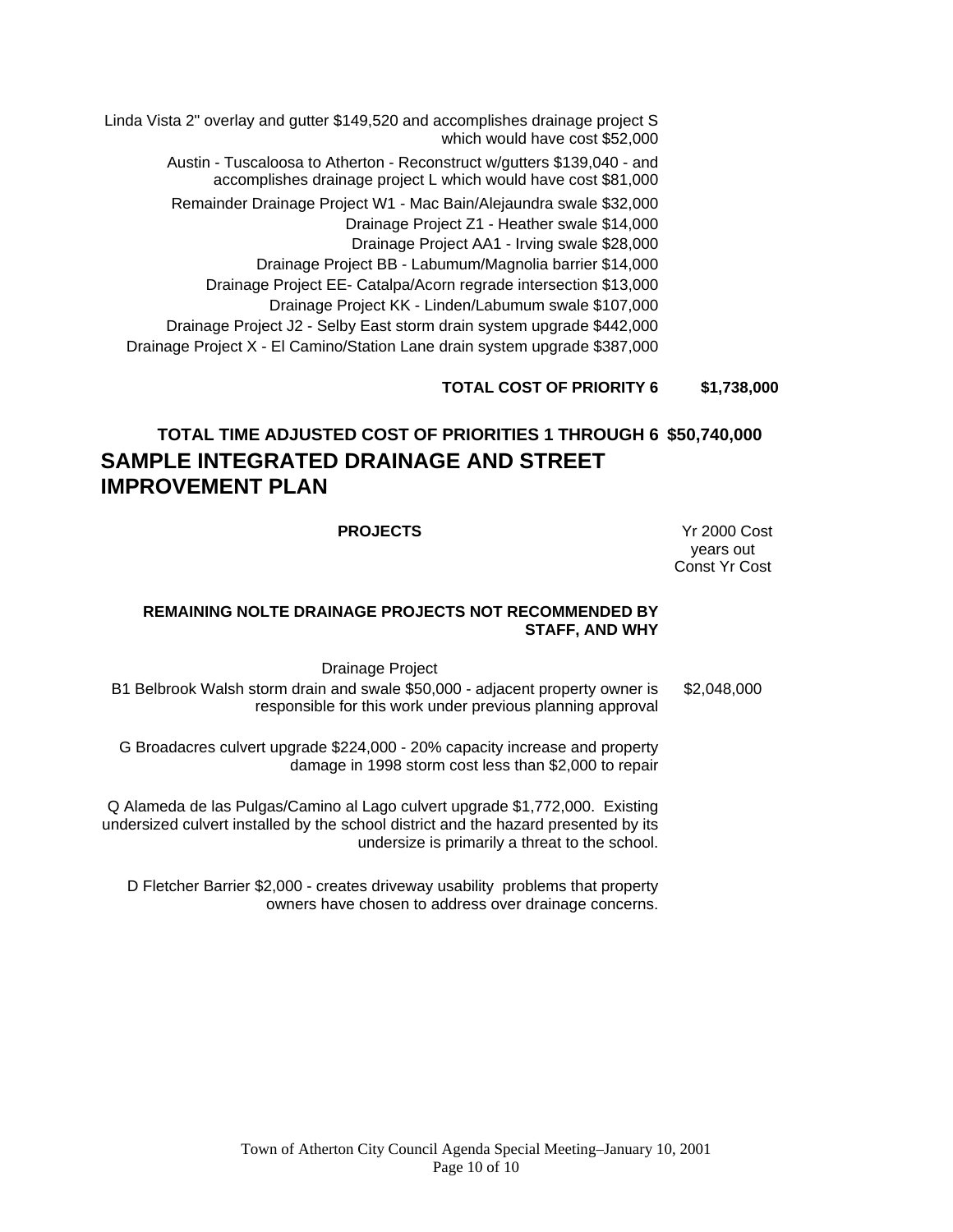Linda Vista 2" overlay and gutter $149,520 and accomplishes drainage project S which would have cost $52,000

Austin - Tuscaloosa to Atherton - Reconstruct w/gutters $139,040 - and accomplishes drainage project L which would have cost $81,000

Remainder Drainage Project W1 - Mac Bain/Alejaundra swale $32,000

Drainage Project Z1 - Heather swale $14,000

Drainage Project AA1 - Irving swale $28,000

Drainage Project BB - Labumum/Magnolia barrier $14,000

Drainage Project EE- Catalpa/Acorn regrade intersection $13,000

Drainage Project KK - Linden/Labumum swale $107,000

Drainage Project J2 - Selby East storm drain system upgrade $442,000

Drainage Project X - El Camino/Station Lane drain system upgrade $387,000

**TOTAL COST OF PRIORITY 6 $1,738,000**

**TOTAL TIME ADJUSTED COST OF PRIORITIES 1 THROUGH 6 $50,740,000**

## SAMPLE INTEGRATED DRAINAGE AND STREET IMPROVEMENT PLAN

| **PROJECTS** | Yr 2000 Cost years out Const Yr Cost |
|---|---|
| **REMAINING NOLTE DRAINAGE PROJECTS NOT RECOMMENDED BY STAFF, AND WHY** | |
| Drainage Project | |
| B1 Belbrook Walsh storm drain and swale $50,000 - adjacent property owner is responsible for this work under previous planning approval | $2,048,000 |
| G Broadacres culvert upgrade $224,000 - 20% capacity increase and property damage in 1998 storm cost less than $2,000 to repair | |
| Q Alameda de las Pulgas/Camino al Lago culvert upgrade $1,772,000. Existing undersized culvert installed by the school district and the hazard presented by its undersize is primarily a threat to the school. | |
| D Fletcher Barrier $2,000 - creates driveway usability problems that property owners have chosen to address over drainage concerns. | |